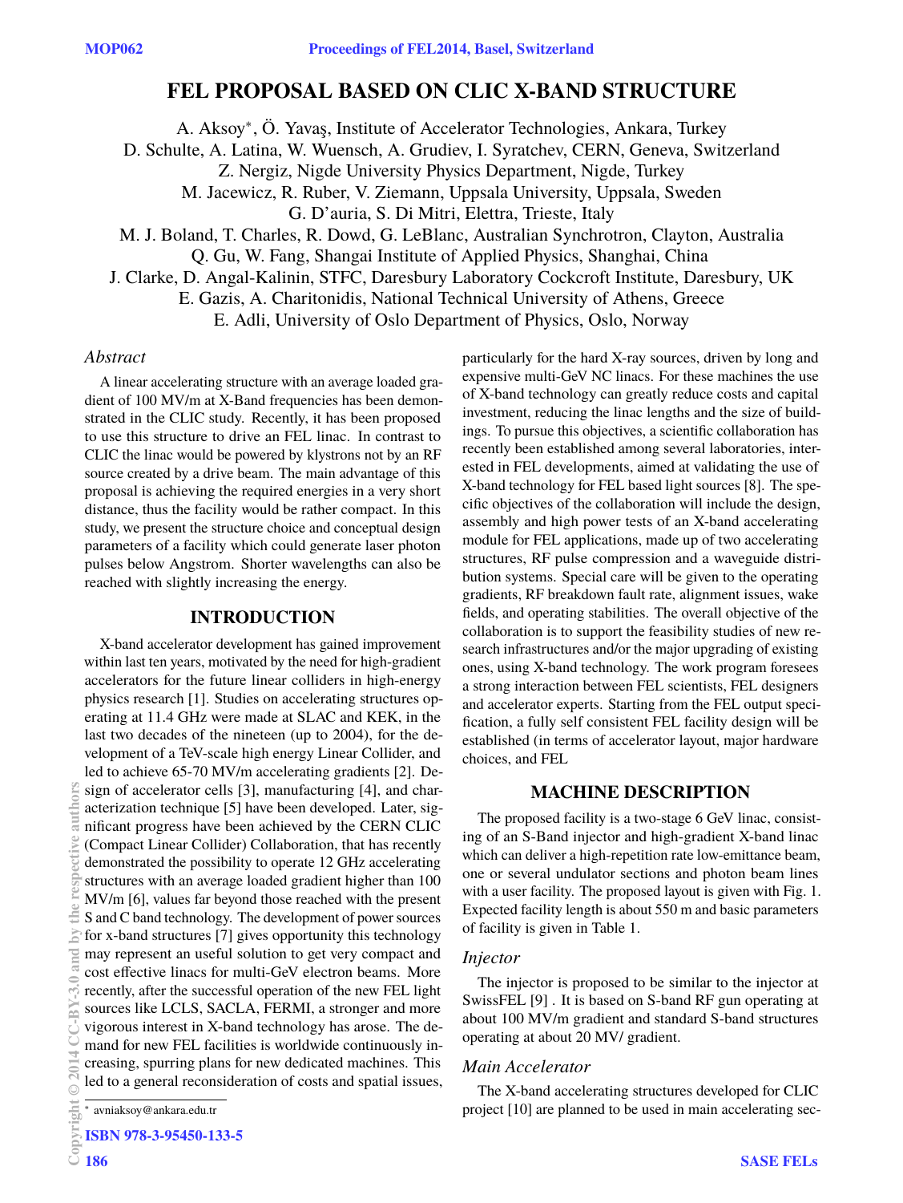# FEL PROPOSAL BASED ON CLIC X-BAND STRUCTURE

A. Aksoy*, Ö. Yavaş, Institute of Accelerator Technologies, Ankara, Turkey
D. Schulte, A. Latina, W. Wuensch, A. Grudiev, I. Syratchev, CERN, Geneva, Switzerland
Z. Nergiz, Nigde University Physics Department, Nigde, Turkey
M. Jacewicz, R. Ruber, V. Ziemann, Uppsala University, Uppsala, Sweden
G. D'auria, S. Di Mitri, Elettra, Trieste, Italy
M. J. Boland, T. Charles, R. Dowd, G. LeBlanc, Australian Synchrotron, Clayton, Australia
Q. Gu, W. Fang, Shangai Institute of Applied Physics, Shanghai, China
J. Clarke, D. Angal-Kalinin, STFC, Daresbury Laboratory Cockcroft Institute, Daresbury, UK
E. Gazis, A. Charitonidis, National Technical University of Athens, Greece
E. Adli, University of Oslo Department of Physics, Oslo, Norway

### *Abstract*

A linear accelerating structure with an average loaded gradient of 100 MV/m at X-Band frequencies has been demonstrated in the CLIC study. Recently, it has been proposed to use this structure to drive an FEL linac. In contrast to CLIC the linac would be powered by klystrons not by an RF source created by a drive beam. The main advantage of this proposal is achieving the required energies in a very short distance, thus the facility would be rather compact. In this study, we present the structure choice and conceptual design parameters of a facility which could generate laser photon pulses below Angstrom. Shorter wavelengths can also be reached with slightly increasing the energy.

## INTRODUCTION

X-band accelerator development has gained improvement within last ten years, motivated by the need for high-gradient accelerators for the future linear colliders in high-energy physics research [1]. Studies on accelerating structures operating at 11.4 GHz were made at SLAC and KEK, in the last two decades of the nineteen (up to 2004), for the development of a TeV-scale high energy Linear Collider, and led to achieve 65-70 MV/m accelerating gradients [2]. Design of accelerator cells [3], manufacturing [4], and characterization technique [5] have been developed. Later, significant progress have been achieved by the CERN CLIC (Compact Linear Collider) Collaboration, that has recently demonstrated the possibility to operate 12 GHz accelerating structures with an average loaded gradient higher than 100 MV/m [6], values far beyond those reached with the present S and C band technology. The development of power sources for x-band structures [7] gives opportunity this technology may represent an useful solution to get very compact and cost effective linacs for multi-GeV electron beams. More recently, after the successful operation of the new FEL light sources like LCLS, SACLA, FERMI, a stronger and more vigorous interest in X-band technology has arose. The demand for new FEL facilities is worldwide continuously increasing, spurring plans for new dedicated machines. This led to a general reconsideration of costs and spatial issues, particularly for the hard X-ray sources, driven by long and expensive multi-GeV NC linacs. For these machines the use of X-band technology can greatly reduce costs and capital investment, reducing the linac lengths and the size of buildings. To pursue this objectives, a scientific collaboration has recently been established among several laboratories, interested in FEL developments, aimed at validating the use of X-band technology for FEL based light sources [8]. The specific objectives of the collaboration will include the design, assembly and high power tests of an X-band accelerating module for FEL applications, made up of two accelerating structures, RF pulse compression and a waveguide distribution systems. Special care will be given to the operating gradients, RF breakdown fault rate, alignment issues, wake fields, and operating stabilities. The overall objective of the collaboration is to support the feasibility studies of new research infrastructures and/or the major upgrading of existing ones, using X-band technology. The work program foresees a strong interaction between FEL scientists, FEL designers and accelerator experts. Starting from the FEL output specification, a fully self consistent FEL facility design will be established (in terms of accelerator layout, major hardware choices, and FEL

## MACHINE DESCRIPTION

The proposed facility is a two-stage 6 GeV linac, consisting of an S-Band injector and high-gradient X-band linac which can deliver a high-repetition rate low-emittance beam, one or several undulator sections and photon beam lines with a user facility. The proposed layout is given with Fig. 1. Expected facility length is about 550 m and basic parameters of facility is given in Table 1.

### *Injector*

The injector is proposed to be similar to the injector at SwissFEL [9] . It is based on S-band RF gun operating at about 100 MV/m gradient and standard S-band structures operating at about 20 MV/ gradient.

### *Main Accelerator*

The X-band accelerating structures developed for CLIC project [10] are planned to be used in main accelerating sec-

* avniaksoy@ankara.edu.tr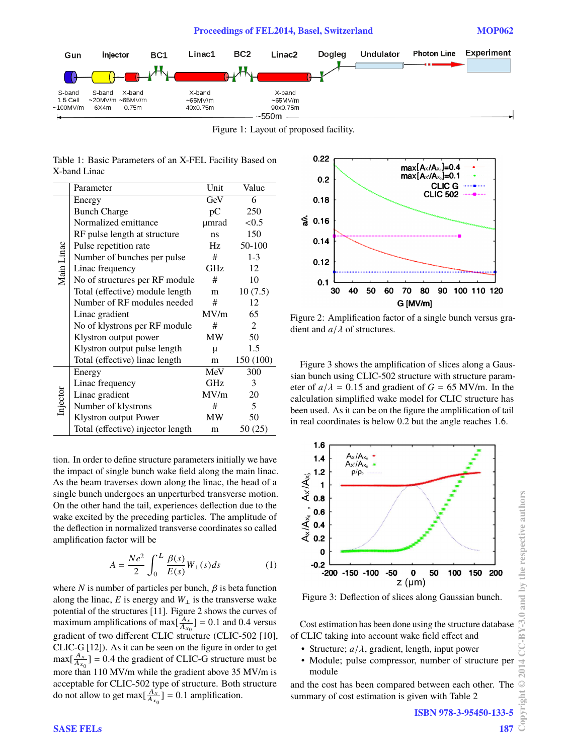Figure 1: Layout of proposed facility.

Table 1: Basic Parameters of an X-FEL Facility Based on X-band Linac

| | Parameter | Unit | Value |
|---|---|---|---|
| Main Linac | Energy | GeV | 6 |
| | Bunch Charge | pC | 250 |
| | Normalized emittance | μmrad | <0.5 |
| | RF pulse length at structure | ns | 150 |
| | Pulse repetition rate | Hz | 50-100 |
| | Number of bunches per pulse | # | 1-3 |
| | Linac frequency | GHz | 12 |
| | No of structures per RF module | # | 10 |
| | Total (effective) module length | m | 10 (7.5) |
| | Number of RF modules needed | # | 12 |
| | Linac gradient | MV/m | 65 |
| | No of klystrons per RF module | # | 2 |
| | Klystron output power | MW | 50 |
| | Klystron output pulse length | μ | 1.5 |
| | Total (effective) linac length | m | 150 (100) |
| Injector | Energy | MeV | 300 |
| | Linac frequency | GHz | 3 |
| | Linac gradient | MV/m | 20 |
| | Number of klystrons | # | 5 |
| | Klystron output Power | MW | 50 |
| | Total (effective) injector length | m | 50 (25) |

tion. In order to define structure parameters initially we have the impact of single bunch wake field along the main linac. As the beam traverses down along the linac, the head of a single bunch undergoes an unperturbed transverse motion. On the other hand the tail, experiences deflection due to the wake excited by the preceding particles. The amplitude of the deflection in normalized transverse coordinates so called amplification factor will be

$$A = \frac{Ne^2}{2}\int_0^L \frac{\beta(s)}{E(s)} W_\perp(s)ds \qquad (1)$$

where $N$ is number of particles per bunch, $\beta$ is beta function along the linac, $E$ is energy and $W_\perp$ is the transverse wake potential of the structures [11]. Figure 2 shows the curves of maximum amplifications of $\max[\frac{A_x}{A_{x_0}}] = 0.1$ and 0.4 versus gradient of two different CLIC structure (CLIC-502 [10], CLIC-G [12]). As it can be seen on the figure in order to get $\max[\frac{A_x}{A_{x_0}}] = 0.4$ the gradient of CLIC-G structure must be more than 110 MV/m while the gradient above 35 MV/m is acceptable for CLIC-502 type of structure. Both structure do not allow to get $\max[\frac{A_x}{A_{x_0}}] = 0.1$ amplification.

Figure 2: Amplification factor of a single bunch versus gradient and $a/\lambda$ of structures.

Figure 3 shows the amplification of slices along a Gaussian bunch using CLIC-502 structure with structure parameter of $a/\lambda = 0.15$ and gradient of $G = 65$ MV/m. In the calculation simplified wake model for CLIC structure has been used. As it can be seen on the figure the amplification of tail in real coordinates is below 0.2 but the angle reaches 1.6.

Figure 3: Deflection of slices along Gaussian bunch.

Cost estimation has been done using the structure database of CLIC taking into account wake field effect and

- Structure; $a/\lambda$, gradient, length, input power
- Module; pulse compressor, number of structure per module

and the cost has been compared between each other. The summary of cost estimation is given with Table 2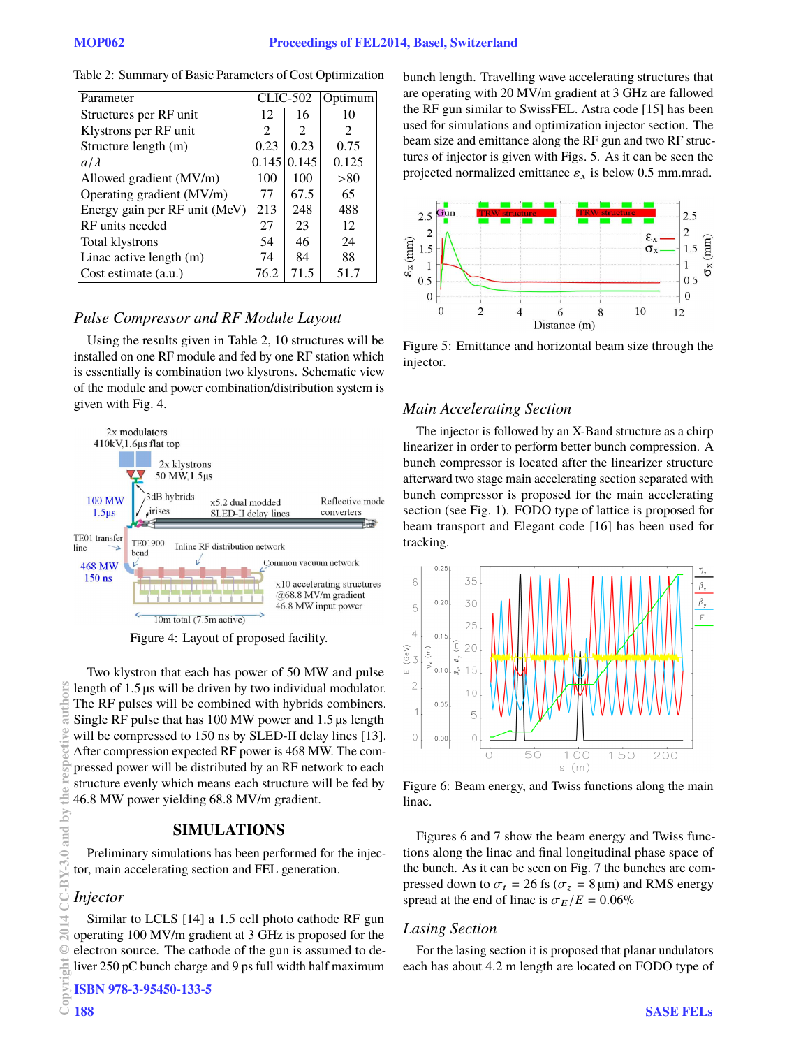Table 2: Summary of Basic Parameters of Cost Optimization

| Parameter | CLIC-502 | | Optimum |
|---|---|---|---|
| Structures per RF unit | 12 | 16 | 10 |
| Klystrons per RF unit | 2 | 2 | 2 |
| Structure length (m) | 0.23 | 0.23 | 0.75 |
| $a/\lambda$ | 0.145 | 0.145 | 0.125 |
| Allowed gradient (MV/m) | 100 | 100 | >80 |
| Operating gradient (MV/m) | 77 | 67.5 | 65 |
| Energy gain per RF unit (MeV) | 213 | 248 | 488 |
| RF units needed | 27 | 23 | 12 |
| Total klystrons | 54 | 46 | 24 |
| Linac active length (m) | 74 | 84 | 88 |
| Cost estimate (a.u.) | 76.2 | 71.5 | 51.7 |

### *Pulse Compressor and RF Module Layout*

Using the results given in Table 2, 10 structures will be installed on one RF module and fed by one RF station which is essentially is combination two klystrons. Schematic view of the module and power combination/distribution system is given with Fig. 4.

Figure 4: Layout of proposed facility.

Two klystron that each has power of 50 MW and pulse length of 1.5 µs will be driven by two individual modulator. The RF pulses will be combined with hybrids combiners. Single RF pulse that has 100 MW power and 1.5 µs length will be compressed to 150 ns by SLED-II delay lines [13]. After compression expected RF power is 468 MW. The compressed power will be distributed by an RF network to each structure evenly which means each structure will be fed by 46.8 MW power yielding 68.8 MV/m gradient.

## SIMULATIONS

Preliminary simulations has been performed for the injector, main accelerating section and FEL generation.

### *Injector*

Similar to LCLS [14] a 1.5 cell photo cathode RF gun operating 100 MV/m gradient at 3 GHz is proposed for the electron source. The cathode of the gun is assumed to deliver 250 pC bunch charge and 9 ps full width half maximum bunch length. Travelling wave accelerating structures that are operating with 20 MV/m gradient at 3 GHz are fallowed the RF gun similar to SwissFEL. Astra code [15] has been used for simulations and optimization injector section. The beam size and emittance along the RF gun and two RF structures of injector is given with Figs. 5. As it can be seen the projected normalized emittance $\varepsilon_x$ is below 0.5 mm.mrad.

Figure 5: Emittance and horizontal beam size through the injector.

### *Main Accelerating Section*

The injector is followed by an X-Band structure as a chirp linearizer in order to perform better bunch compression. A bunch compressor is located after the linearizer structure afterward two stage main accelerating section separated with bunch compressor is proposed for the main accelerating section (see Fig. 1). FODO type of lattice is proposed for beam transport and Elegant code [16] has been used for tracking.

Figure 6: Beam energy, and Twiss functions along the main linac.

Figures 6 and 7 show the beam energy and Twiss functions along the linac and final longitudinal phase space of the bunch. As it can be seen on Fig. 7 the bunches are compressed down to $\sigma_t$ = 26 fs ($\sigma_z$ = 8 µm) and RMS energy spread at the end of linac is $\sigma_E/E$ = 0.06%

### *Lasing Section*

For the lasing section it is proposed that planar undulators each has about 4.2 m length are located on FODO type of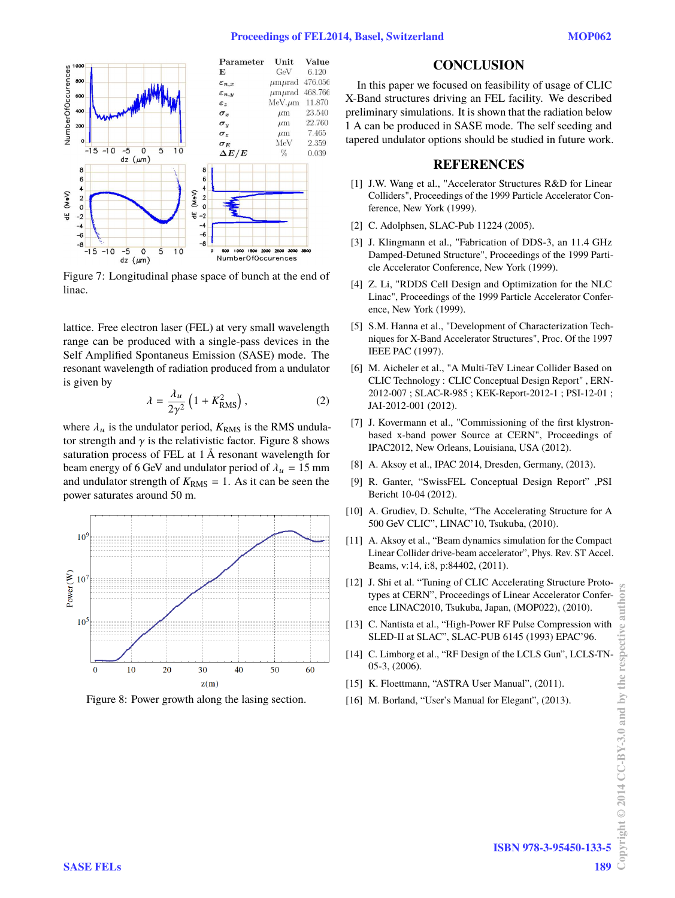NumberOfOccurences
1000
800
600
400
200
0
-15 -10 -5 0 5 10
dz (μm)

| Parameter | Unit | Value |
|---|---|---|
| $E$ | GeV | 6.120 |
| $\varepsilon_{n,x}$ | μmμrad | 476.056 |
| $\varepsilon_{n,y}$ | μmμrad | 468.766 |
| $\varepsilon_z$ | MeV.μm | 11.870 |
| $\sigma_x$ | μm | 23.540 |
| $\sigma_y$ | μm | 22.760 |
| $\sigma_z$ | μm | 7.465 |
| $\sigma_E$ | MeV | 2.359 |
| $\Delta E/E$ | % | 0.039 |

dE (MeV)
8
6
4
2
0
-2
-4
-6
-8
-15 -10 -5 0 5 10
dz (μm)

dE (MeV)
8
6
4
2
0
-2
-4
-6
-8
0 500 1000 1500 2000 2500 3000 3500
NumberOfOccurences

Figure 7: Longitudinal phase space of bunch at the end of linac.

lattice. Free electron laser (FEL) at very small wavelength range can be produced with a single-pass devices in the Self Amplified Spontaneous Emission (SASE) mode. The resonant wavelength of radiation produced from a undulator is given by

$$\lambda = \frac{\lambda_u}{2\gamma^2}\left(1 + K_{\mathrm{RMS}}^2\right), \tag{2}$$

where $\lambda_u$ is the undulator period, $K_{\mathrm{RMS}}$ is the RMS undulator strength and $\gamma$ is the relativistic factor. Figure 8 shows saturation process of FEL at 1 Å resonant wavelength for beam energy of 6 GeV and undulator period of $\lambda_u = 15$ mm and undulator strength of $K_{\mathrm{RMS}} = 1$. As it can be seen the power saturates around 50 m.

Power (W)
$10^9$
$10^7$
$10^5$
0 10 20 30 40 50 60
z(m)

Figure 8: Power growth along the lasing section.

## CONCLUSION

In this paper we focused on feasibility of usage of CLIC X-Band structures driving an FEL facility. We described preliminary simulations. It is shown that the radiation below 1 A can be produced in SASE mode. The self seeding and tapered undulator options should be studied in future work.

## REFERENCES

[1] J.W. Wang et al., "Accelerator Structures R&D for Linear Colliders", Proceedings of the 1999 Particle Accelerator Conference, New York (1999).

[2] C. Adolphsen, SLAC-Pub 11224 (2005).

[3] J. Klingmann et al., "Fabrication of DDS-3, an 11.4 GHz Damped-Detuned Structure", Proceedings of the 1999 Particle Accelerator Conference, New York (1999).

[4] Z. Li, "RDDS Cell Design and Optimization for the NLC Linac", Proceedings of the 1999 Particle Accelerator Conference, New York (1999).

[5] S.M. Hanna et al., "Development of Characterization Techniques for X-Band Accelerator Structures", Proc. Of the 1997 IEEE PAC (1997).

[6] M. Aicheler et al., "A Multi-TeV Linear Collider Based on CLIC Technology : CLIC Conceptual Design Report" , ERN-2012-007 ; SLAC-R-985 ; KEK-Report-2012-1 ; PSI-12-01 ; JAI-2012-001 (2012).

[7] J. Kovermann et al., "Commissioning of the first klystron-based x-band power Source at CERN", Proceedings of IPAC2012, New Orleans, Louisiana, USA (2012).

[8] A. Aksoy et al., IPAC 2014, Dresden, Germany, (2013).

[9] R. Ganter, "SwissFEL Conceptual Design Report" ,PSI Bericht 10-04 (2012).

[10] A. Grudiev, D. Schulte, "The Accelerating Structure for A 500 GeV CLIC", LINAC'10, Tsukuba, (2010).

[11] A. Aksoy et al., "Beam dynamics simulation for the Compact Linear Collider drive-beam accelerator", Phys. Rev. ST Accel. Beams, v:14, i:8, p:84402, (2011).

[12] J. Shi et al. "Tuning of CLIC Accelerating Structure Prototypes at CERN", Proceedings of Linear Accelerator Conference LINAC2010, Tsukuba, Japan, (MOP022), (2010).

[13] C. Nantista et al., "High-Power RF Pulse Compression with SLED-II at SLAC", SLAC-PUB 6145 (1993) EPAC'96.

[14] C. Limborg et al., "RF Design of the LCLS Gun", LCLS-TN-05-3, (2006).

[15] K. Floettmann, "ASTRA User Manual", (2011).

[16] M. Borland, "User's Manual for Elegant", (2013).